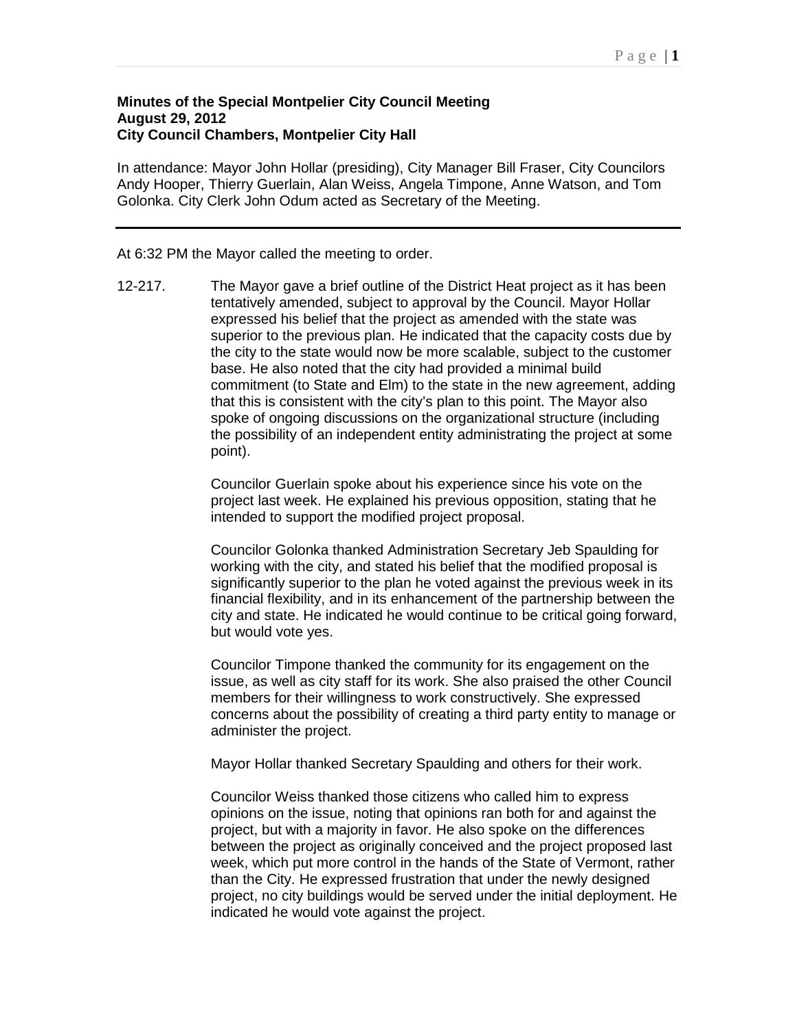**Minutes of the Special Montpelier City Council Meeting**
**August 29, 2012**
**City Council Chambers, Montpelier City Hall**

In attendance: Mayor John Hollar (presiding), City Manager Bill Fraser, City Councilors Andy Hooper, Thierry Guerlain, Alan Weiss, Angela Timpone, Anne Watson, and Tom Golonka. City Clerk John Odum acted as Secretary of the Meeting.

---

At 6:32 PM the Mayor called the meeting to order.

12-217. The Mayor gave a brief outline of the District Heat project as it has been tentatively amended, subject to approval by the Council. Mayor Hollar expressed his belief that the project as amended with the state was superior to the previous plan. He indicated that the capacity costs due by the city to the state would now be more scalable, subject to the customer base. He also noted that the city had provided a minimal build commitment (to State and Elm) to the state in the new agreement, adding that this is consistent with the city's plan to this point. The Mayor also spoke of ongoing discussions on the organizational structure (including the possibility of an independent entity administrating the project at some point).

Councilor Guerlain spoke about his experience since his vote on the project last week. He explained his previous opposition, stating that he intended to support the modified project proposal.

Councilor Golonka thanked Administration Secretary Jeb Spaulding for working with the city, and stated his belief that the modified proposal is significantly superior to the plan he voted against the previous week in its financial flexibility, and in its enhancement of the partnership between the city and state. He indicated he would continue to be critical going forward, but would vote yes.

Councilor Timpone thanked the community for its engagement on the issue, as well as city staff for its work. She also praised the other Council members for their willingness to work constructively. She expressed concerns about the possibility of creating a third party entity to manage or administer the project.

Mayor Hollar thanked Secretary Spaulding and others for their work.

Councilor Weiss thanked those citizens who called him to express opinions on the issue, noting that opinions ran both for and against the project, but with a majority in favor. He also spoke on the differences between the project as originally conceived and the project proposed last week, which put more control in the hands of the State of Vermont, rather than the City. He expressed frustration that under the newly designed project, no city buildings would be served under the initial deployment. He indicated he would vote against the project.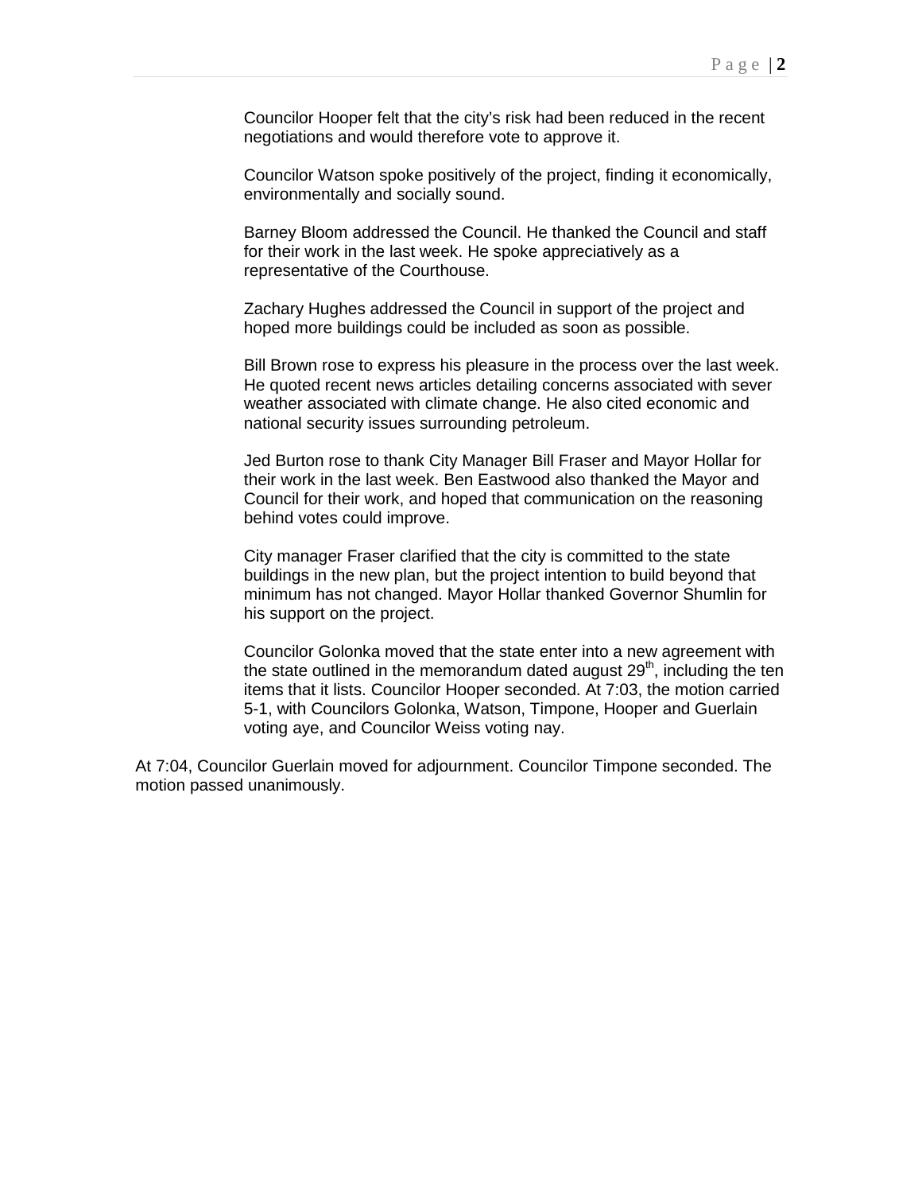Councilor Hooper felt that the city's risk had been reduced in the recent negotiations and would therefore vote to approve it.

Councilor Watson spoke positively of the project, finding it economically, environmentally and socially sound.

Barney Bloom addressed the Council. He thanked the Council and staff for their work in the last week. He spoke appreciatively as a representative of the Courthouse.

Zachary Hughes addressed the Council in support of the project and hoped more buildings could be included as soon as possible.

Bill Brown rose to express his pleasure in the process over the last week. He quoted recent news articles detailing concerns associated with sever weather associated with climate change. He also cited economic and national security issues surrounding petroleum.

Jed Burton rose to thank City Manager Bill Fraser and Mayor Hollar for their work in the last week. Ben Eastwood also thanked the Mayor and Council for their work, and hoped that communication on the reasoning behind votes could improve.

City manager Fraser clarified that the city is committed to the state buildings in the new plan, but the project intention to build beyond that minimum has not changed. Mayor Hollar thanked Governor Shumlin for his support on the project.

Councilor Golonka moved that the state enter into a new agreement with the state outlined in the memorandum dated august 29th, including the ten items that it lists. Councilor Hooper seconded. At 7:03, the motion carried 5-1, with Councilors Golonka, Watson, Timpone, Hooper and Guerlain voting aye, and Councilor Weiss voting nay.

At 7:04, Councilor Guerlain moved for adjournment. Councilor Timpone seconded. The motion passed unanimously.